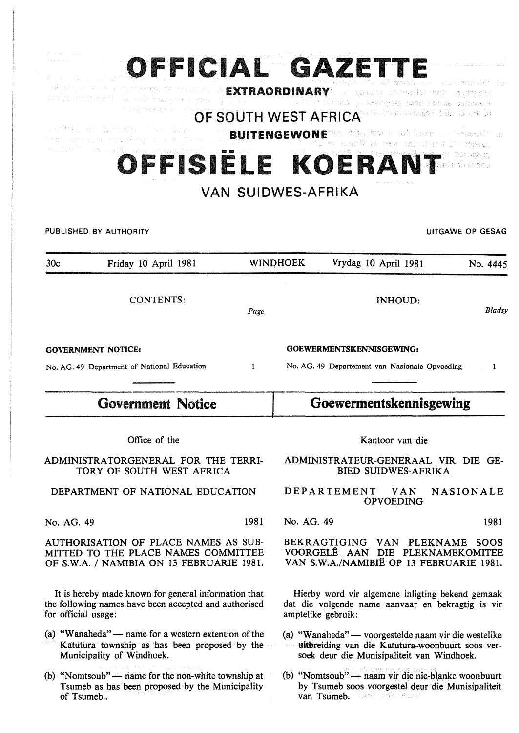# OFFICIAL GAZETTE

**EXTRAORDINARY**

## OF SOUTH WEST AFRICA

**BUITENGEWONE**

# OFFISIËLE KOERANT

## VAN SUIDWES-AFRIKA

PUBLISHED BY AUTHORITY — UITGAWE OP GESAG

30c — Friday 10 April 1981 — WINDHOEK — Vrydag 10 April 1981 — No. 4445

CONTENTS: *Page*

**GOVERNMENT NOTICE:**

No. AG. 49 Department of National Education — 1

INHOUD: *Bladsy*

**GOEWERMENTSKENNISGEWING:**

No. AG. 49 Departement van Nasionale Opvoeding — 1

## Government Notice

Office of the

ADMINISTRATORGENERAL FOR THE TERRITORY OF SOUTH WEST AFRICA

DEPARTMENT OF NATIONAL EDUCATION

No. AG. 49 — 1981

AUTHORISATION OF PLACE NAMES AS SUBMITTED TO THE PLACE NAMES COMMITTEE OF S.W.A. / NAMIBIA ON 13 FEBRUARIE 1981.

It is hereby made known for general information that the following names have been accepted and authorised for official usage:

(a) "Wanaheda" — name for a western extention of the Katutura township as has been proposed by the Municipality of Windhoek.

(b) "Nomtsoub" — name for the non-white township at Tsumeb as has been proposed by the Municipality of Tsumeb..

## Goewermentskennisgewing

Kantoor van die

ADMINISTRATEUR-GENERAAL VIR DIE GEBIED SUIDWES-AFRIKA

DEPARTEMENT VAN NASIONALE OPVOEDING

No. AG. 49 — 1981

BEKRAGTIGING VAN PLEKNAME SOOS VOORGELÊ AAN DIE PLEKNAMEKOMITEE VAN S.W.A./NAMIBIË OP 13 FEBRUARIE 1981.

Hierby word vir algemene inligting bekend gemaak dat die volgende name aanvaar en bekragtig is vir amptelike gebruik:

(a) "Wanaheda" — voorgestelde naam vir die westelike uitbreiding van die Katutura-woonbuurt soos versoek deur die Munisipaliteit van Windhoek.

(b) "Nomtsoub" — naam vir die nie-blanke woonbuurt by Tsumeb soos voorgestel deur die Munisipaliteit van Tsumeb.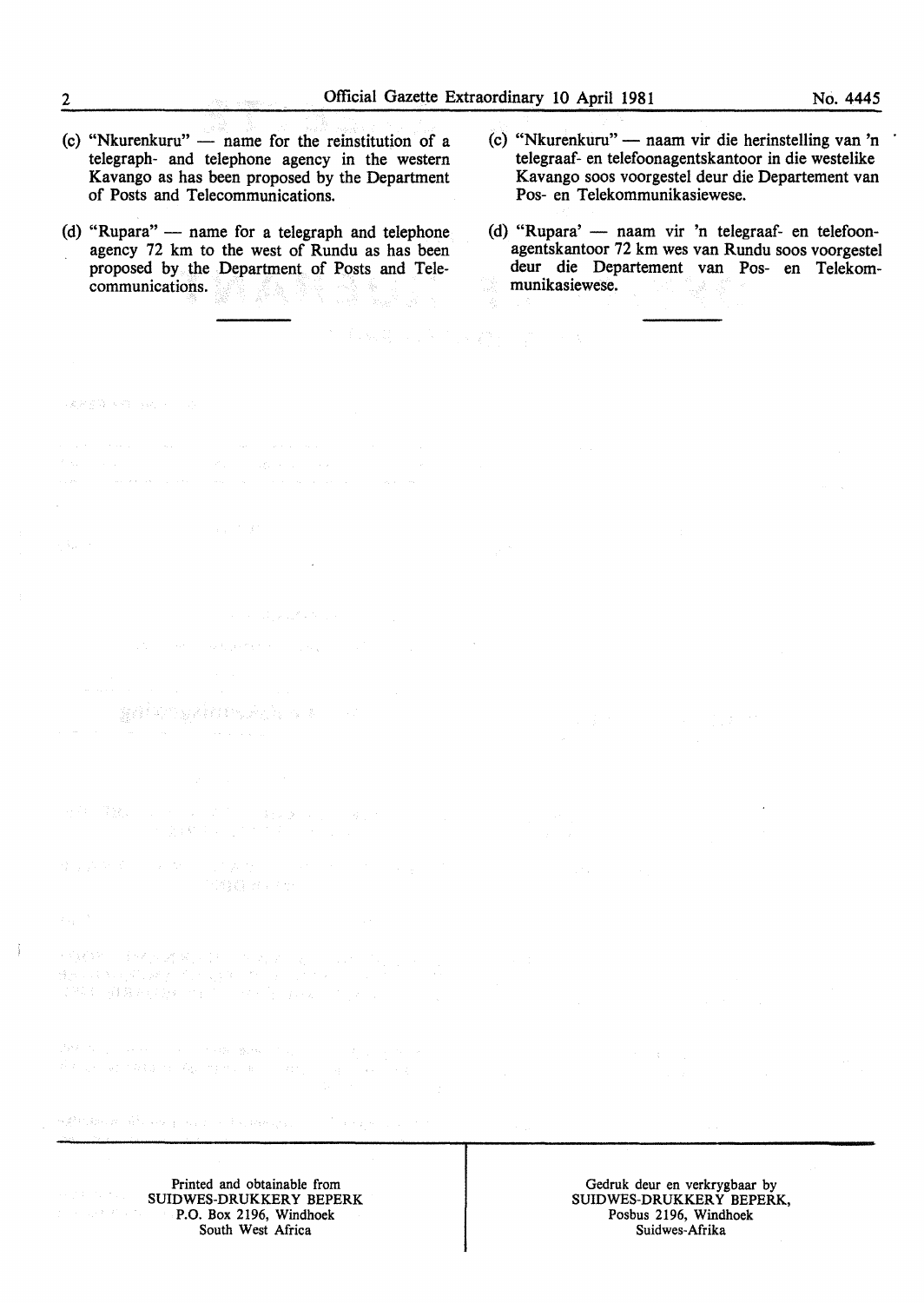(c) "Nkurenkuru" — name for the reinstitution of a telegraph- and telephone agency in the western Kavango as has been proposed by the Department of Posts and Telecommunications.

(d) "Rupara" — name for a telegraph and telephone agency 72 km to the west of Rundu as has been proposed by the Department of Posts and Telecommunications.

(c) "Nkurenkuru" — naam vir die herinstelling van 'n telegraaf- en telefoonagentskantoor in die westelike Kavango soos voorgestel deur die Departement van Pos- en Telekommunikasiewese.

(d) "Rupara' — naam vir 'n telegraaf- en telefoonagentskantoor 72 km wes van Rundu soos voorgestel deur die Departement van Pos- en Telekommunikasiewese.

---

Printed and obtainable from
SUIDWES-DRUKKERY BEPERK
P.O. Box 2196, Windhoek
South West Africa

Gedruk deur en verkrygbaar by
SUIDWES-DRUKKERY BEPERK,
Posbus 2196, Windhoek
Suidwes-Afrika